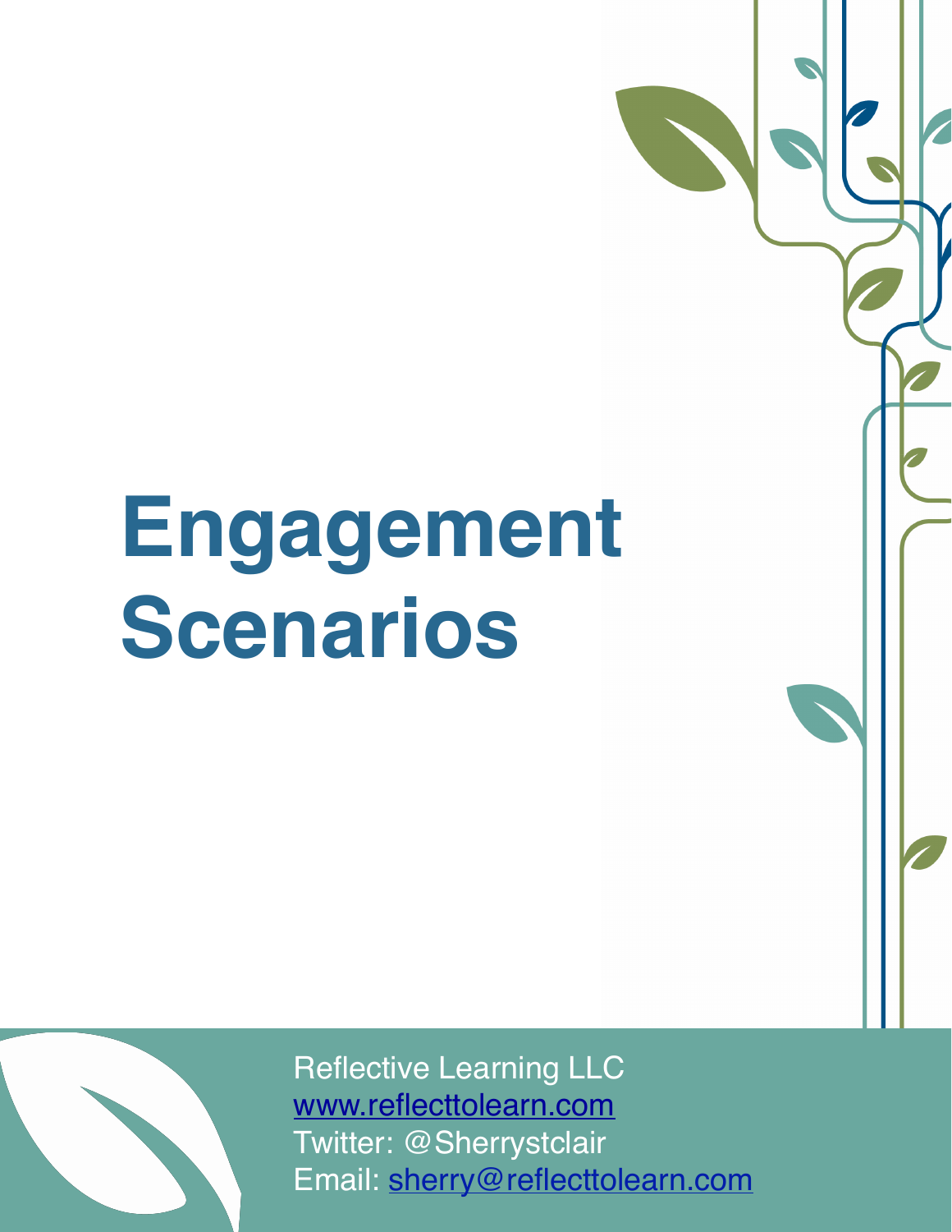# Engagement Scenarios

Reflective Learning LLC
www.reflecttolearn.com
Twitter: @Sherrystclair
Email: sherry@reflecttolearn.com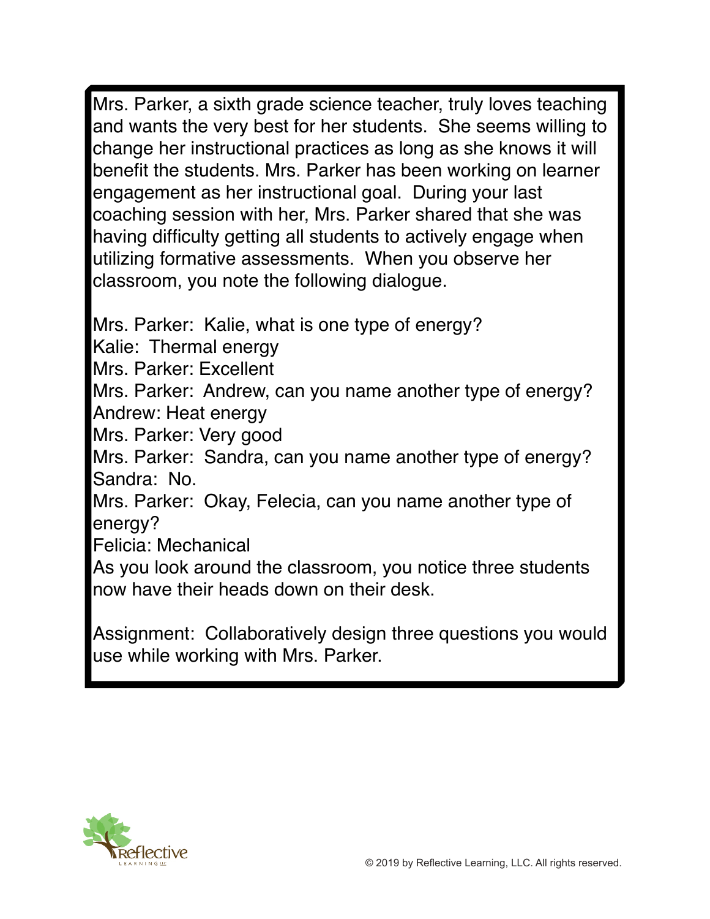Mrs. Parker, a sixth grade science teacher, truly loves teaching and wants the very best for her students. She seems willing to change her instructional practices as long as she knows it will benefit the students. Mrs. Parker has been working on learner engagement as her instructional goal. During your last coaching session with her, Mrs. Parker shared that she was having difficulty getting all students to actively engage when utilizing formative assessments. When you observe her classroom, you note the following dialogue.

Mrs. Parker: Kalie, what is one type of energy?
Kalie: Thermal energy
Mrs. Parker: Excellent
Mrs. Parker: Andrew, can you name another type of energy?
Andrew: Heat energy
Mrs. Parker: Very good
Mrs. Parker: Sandra, can you name another type of energy?
Sandra: No.
Mrs. Parker: Okay, Felecia, can you name another type of energy?
Felicia: Mechanical
As you look around the classroom, you notice three students now have their heads down on their desk.

Assignment: Collaboratively design three questions you would use while working with Mrs. Parker.

© 2019 by Reflective Learning, LLC. All rights reserved.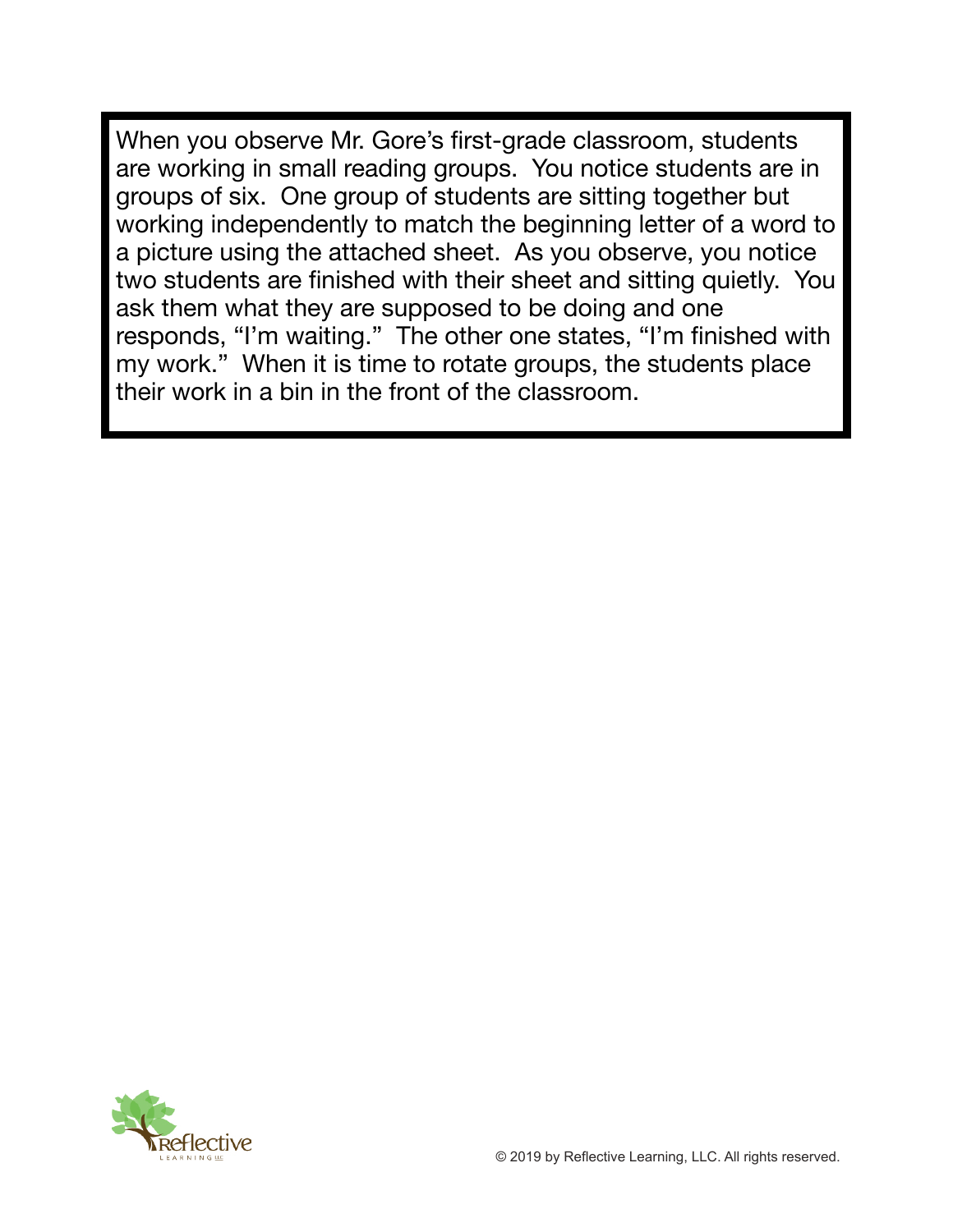When you observe Mr. Gore's first-grade classroom, students are working in small reading groups. You notice students are in groups of six. One group of students are sitting together but working independently to match the beginning letter of a word to a picture using the attached sheet. As you observe, you notice two students are finished with their sheet and sitting quietly. You ask them what they are supposed to be doing and one responds, "I'm waiting." The other one states, "I'm finished with my work." When it is time to rotate groups, the students place their work in a bin in the front of the classroom.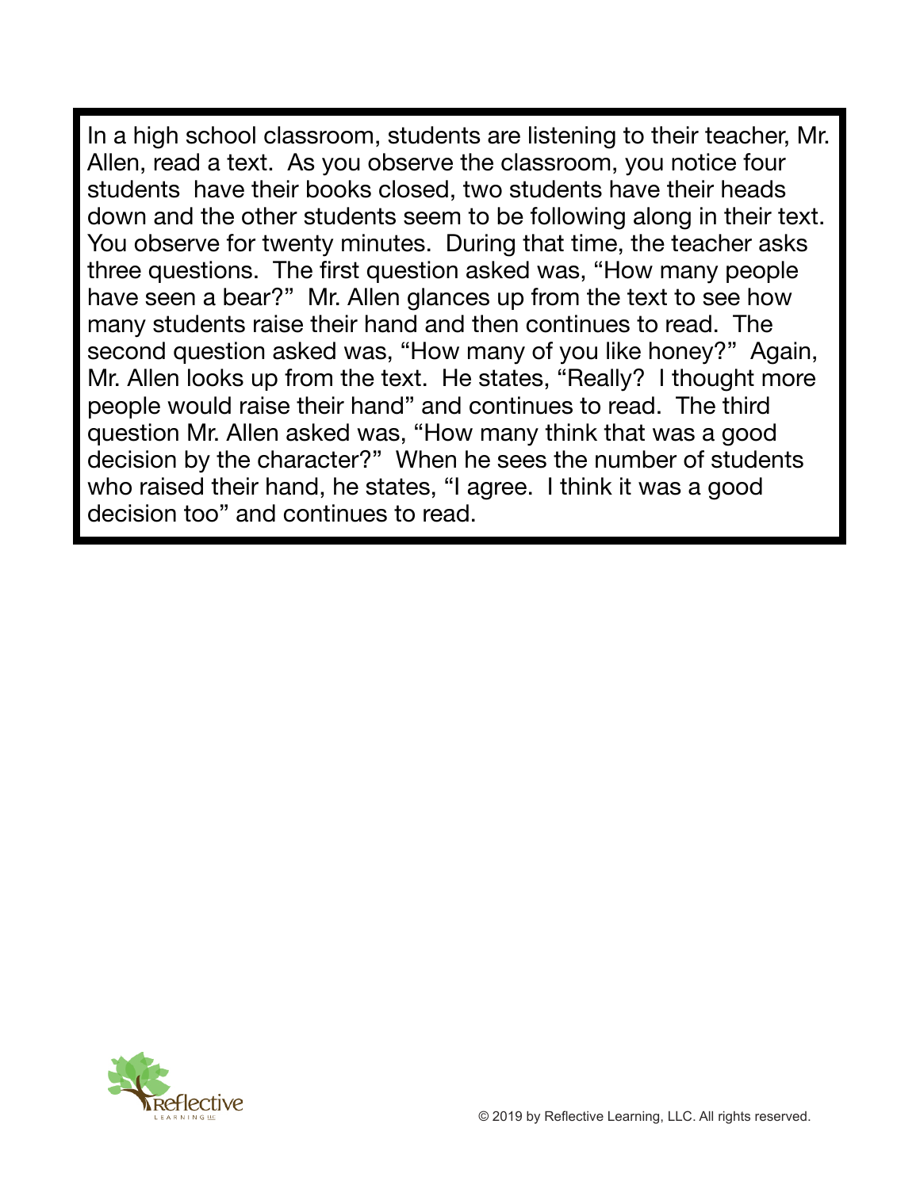In a high school classroom, students are listening to their teacher, Mr. Allen, read a text. As you observe the classroom, you notice four students have their books closed, two students have their heads down and the other students seem to be following along in their text. You observe for twenty minutes. During that time, the teacher asks three questions. The first question asked was, "How many people have seen a bear?" Mr. Allen glances up from the text to see how many students raise their hand and then continues to read. The second question asked was, "How many of you like honey?" Again, Mr. Allen looks up from the text. He states, "Really? I thought more people would raise their hand" and continues to read. The third question Mr. Allen asked was, "How many think that was a good decision by the character?" When he sees the number of students who raised their hand, he states, "I agree. I think it was a good decision too" and continues to read.